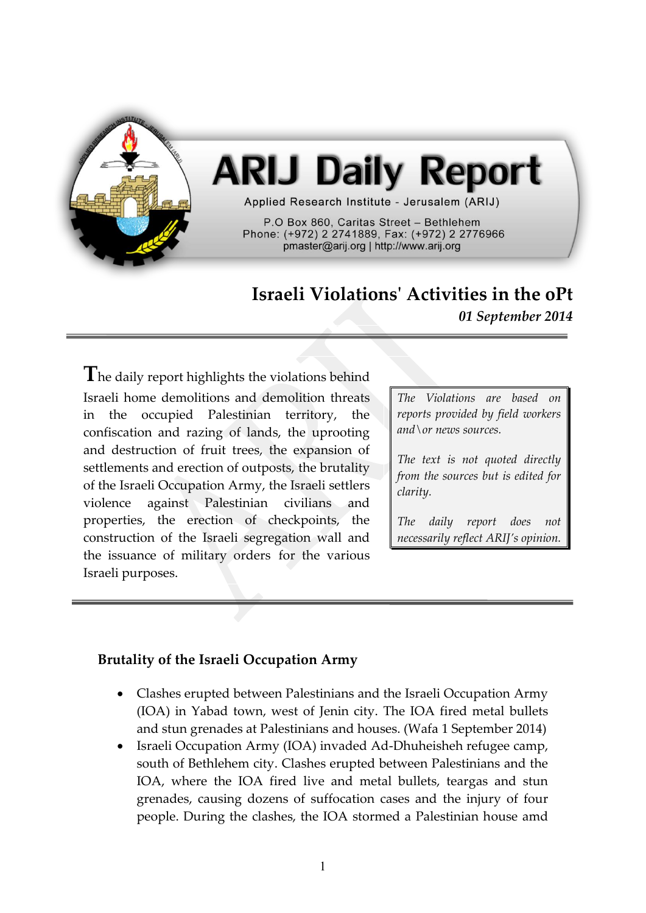# ARIJ Daily Report

Applied Research Institute - Jerusalem (ARIJ)

P.O Box 860, Caritas Street – Bethlehem
Phone: (+972) 2 2741889, Fax: (+972) 2 2776966
pmaster@arij.org | http://www.arij.org

## Israeli Violations' Activities in the oPt

***01 September 2014***

---

The daily report highlights the violations behind Israeli home demolitions and demolition threats in the occupied Palestinian territory, the confiscation and razing of lands, the uprooting and destruction of fruit trees, the expansion of settlements and erection of outposts, the brutality of the Israeli Occupation Army, the Israeli settlers violence against Palestinian civilians and properties, the erection of checkpoints, the construction of the Israeli segregation wall and the issuance of military orders for the various Israeli purposes.

*The Violations are based on reports provided by field workers and\or news sources.*

*The text is not quoted directly from the sources but is edited for clarity.*

*The daily report does not necessarily reflect ARIJ's opinion.*

---

**Brutality of the Israeli Occupation Army**

- Clashes erupted between Palestinians and the Israeli Occupation Army (IOA) in Yabad town, west of Jenin city. The IOA fired metal bullets and stun grenades at Palestinians and houses. (Wafa 1 September 2014)
- Israeli Occupation Army (IOA) invaded Ad-Dhuheisheh refugee camp, south of Bethlehem city. Clashes erupted between Palestinians and the IOA, where the IOA fired live and metal bullets, teargas and stun grenades, causing dozens of suffocation cases and the injury of four people. During the clashes, the IOA stormed a Palestinian house amd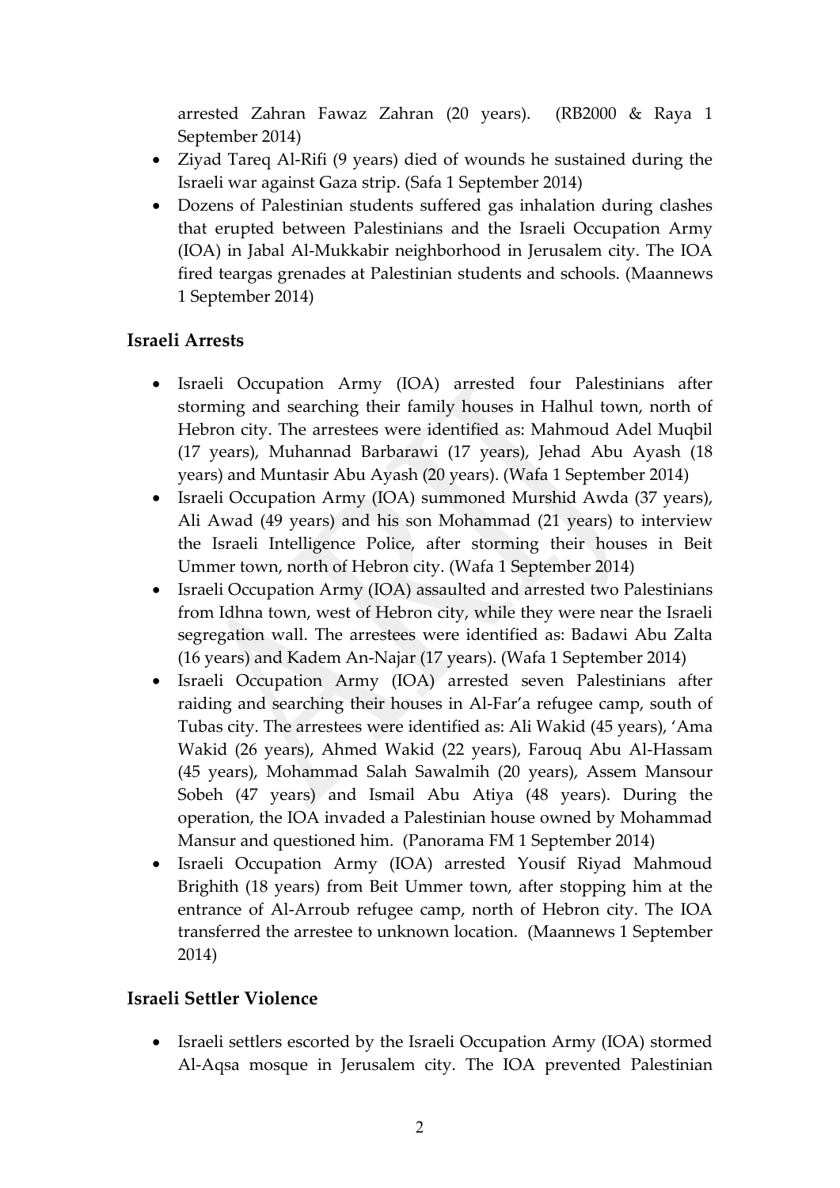arrested Zahran Fawaz Zahran (20 years). (RB2000 & Raya 1 September 2014)

- Ziyad Tareq Al-Rifi (9 years) died of wounds he sustained during the Israeli war against Gaza strip. (Safa 1 September 2014)
- Dozens of Palestinian students suffered gas inhalation during clashes that erupted between Palestinians and the Israeli Occupation Army (IOA) in Jabal Al-Mukkabir neighborhood in Jerusalem city. The IOA fired teargas grenades at Palestinian students and schools. (Maannews 1 September 2014)

### Israeli Arrests

- Israeli Occupation Army (IOA) arrested four Palestinians after storming and searching their family houses in Halhul town, north of Hebron city. The arrestees were identified as: Mahmoud Adel Muqbil (17 years), Muhannad Barbarawi (17 years), Jehad Abu Ayash (18 years) and Muntasir Abu Ayash (20 years). (Wafa 1 September 2014)
- Israeli Occupation Army (IOA) summoned Murshid Awda (37 years), Ali Awad (49 years) and his son Mohammad (21 years) to interview the Israeli Intelligence Police, after storming their houses in Beit Ummer town, north of Hebron city. (Wafa 1 September 2014)
- Israeli Occupation Army (IOA) assaulted and arrested two Palestinians from Idhna town, west of Hebron city, while they were near the Israeli segregation wall. The arrestees were identified as: Badawi Abu Zalta (16 years) and Kadem An-Najar (17 years). (Wafa 1 September 2014)
- Israeli Occupation Army (IOA) arrested seven Palestinians after raiding and searching their houses in Al-Far'a refugee camp, south of Tubas city. The arrestees were identified as: Ali Wakid (45 years), 'Ama Wakid (26 years), Ahmed Wakid (22 years), Farouq Abu Al-Hassam (45 years), Mohammad Salah Sawalmih (20 years), Assem Mansour Sobeh (47 years) and Ismail Abu Atiya (48 years). During the operation, the IOA invaded a Palestinian house owned by Mohammad Mansur and questioned him. (Panorama FM 1 September 2014)
- Israeli Occupation Army (IOA) arrested Yousif Riyad Mahmoud Brighith (18 years) from Beit Ummer town, after stopping him at the entrance of Al-Arroub refugee camp, north of Hebron city. The IOA transferred the arrestee to unknown location. (Maannews 1 September 2014)

### Israeli Settler Violence

- Israeli settlers escorted by the Israeli Occupation Army (IOA) stormed Al-Aqsa mosque in Jerusalem city. The IOA prevented Palestinian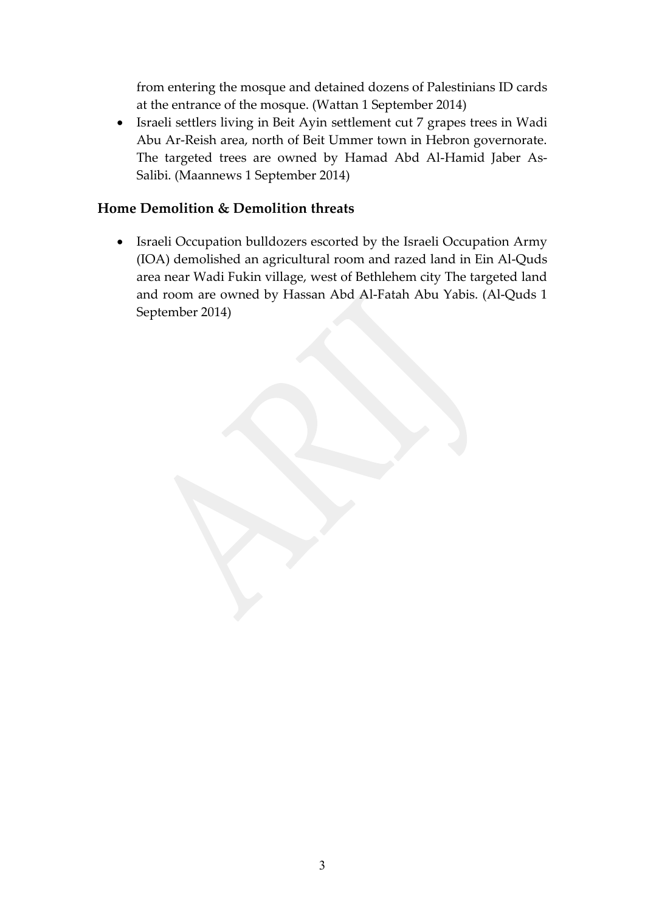from entering the mosque and detained dozens of Palestinians ID cards at the entrance of the mosque. (Wattan 1 September 2014)

- Israeli settlers living in Beit Ayin settlement cut 7 grapes trees in Wadi Abu Ar-Reish area, north of Beit Ummer town in Hebron governorate. The targeted trees are owned by Hamad Abd Al-Hamid Jaber As-Salibi. (Maannews 1 September 2014)

### Home Demolition & Demolition threats

- Israeli Occupation bulldozers escorted by the Israeli Occupation Army (IOA) demolished an agricultural room and razed land in Ein Al-Quds area near Wadi Fukin village, west of Bethlehem city The targeted land and room are owned by Hassan Abd Al-Fatah Abu Yabis. (Al-Quds 1 September 2014)